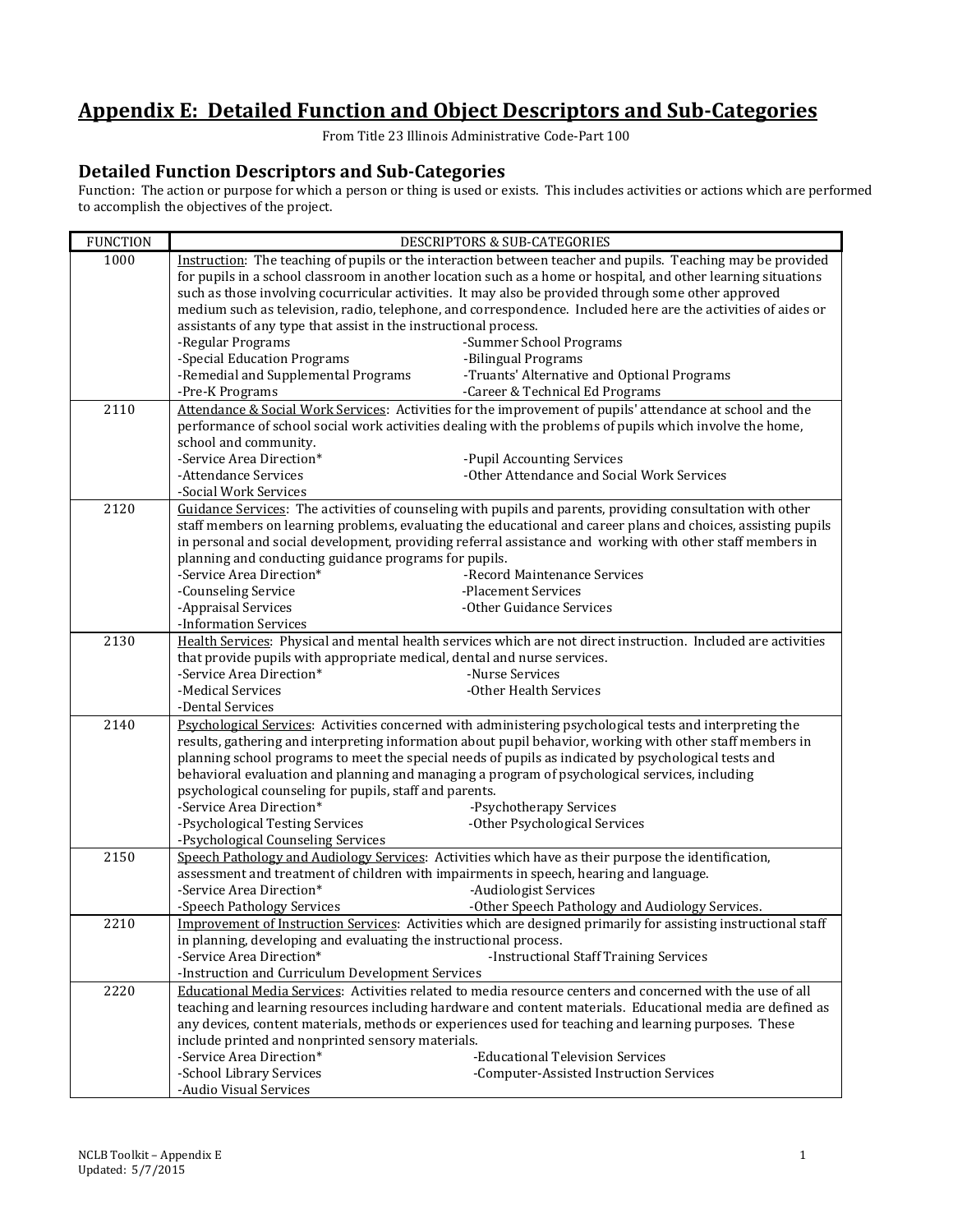# Appendix E: Detailed Function and Object Descriptors and Sub-Categories

From Title 23 Illinois Administrative Code-Part 100

## Detailed Function Descriptors and Sub-Categories

Function: The action or purpose for which a person or thing is used or exists. This includes activities or actions which are performed to accomplish the objectives of the project.

| FUNCTION | DESCRIPTORS & SUB-CATEGORIES |
|---|---|
| 1000 | Instruction: The teaching of pupils or the interaction between teacher and pupils. Teaching may be provided for pupils in a school classroom in another location such as a home or hospital, and other learning situations such as those involving cocurricular activities. It may also be provided through some other approved medium such as television, radio, telephone, and correspondence. Included here are the activities of aides or assistants of any type that assist in the instructional process.<br>-Regular Programs<br>-Summer School Programs<br>-Special Education Programs<br>-Bilingual Programs<br>-Remedial and Supplemental Programs<br>-Truants' Alternative and Optional Programs<br>-Pre-K Programs<br>-Career & Technical Ed Programs |
| 2110 | Attendance & Social Work Services: Activities for the improvement of pupils' attendance at school and the performance of school social work activities dealing with the problems of pupils which involve the home, school and community.<br>-Service Area Direction*<br>-Pupil Accounting Services<br>-Attendance Services<br>-Other Attendance and Social Work Services<br>-Social Work Services |
| 2120 | Guidance Services: The activities of counseling with pupils and parents, providing consultation with other staff members on learning problems, evaluating the educational and career plans and choices, assisting pupils in personal and social development, providing referral assistance and working with other staff members in planning and conducting guidance programs for pupils.<br>-Service Area Direction*<br>-Record Maintenance Services<br>-Counseling Service<br>-Placement Services<br>-Appraisal Services<br>-Other Guidance Services<br>-Information Services |
| 2130 | Health Services: Physical and mental health services which are not direct instruction. Included are activities that provide pupils with appropriate medical, dental and nurse services.<br>-Service Area Direction*<br>-Nurse Services<br>-Medical Services<br>-Other Health Services<br>-Dental Services |
| 2140 | Psychological Services: Activities concerned with administering psychological tests and interpreting the results, gathering and interpreting information about pupil behavior, working with other staff members in planning school programs to meet the special needs of pupils as indicated by psychological tests and behavioral evaluation and planning and managing a program of psychological services, including psychological counseling for pupils, staff and parents.<br>-Service Area Direction*<br>-Psychotherapy Services<br>-Psychological Testing Services<br>-Other Psychological Services<br>-Psychological Counseling Services |
| 2150 | Speech Pathology and Audiology Services: Activities which have as their purpose the identification, assessment and treatment of children with impairments in speech, hearing and language.<br>-Service Area Direction*<br>-Audiologist Services<br>-Speech Pathology Services<br>-Other Speech Pathology and Audiology Services. |
| 2210 | Improvement of Instruction Services: Activities which are designed primarily for assisting instructional staff in planning, developing and evaluating the instructional process.<br>-Service Area Direction*<br>-Instructional Staff Training Services<br>-Instruction and Curriculum Development Services |
| 2220 | Educational Media Services: Activities related to media resource centers and concerned with the use of all teaching and learning resources including hardware and content materials. Educational media are defined as any devices, content materials, methods or experiences used for teaching and learning purposes. These include printed and nonprinted sensory materials.<br>-Service Area Direction*<br>-Educational Television Services<br>-School Library Services<br>-Computer-Assisted Instruction Services<br>-Audio Visual Services |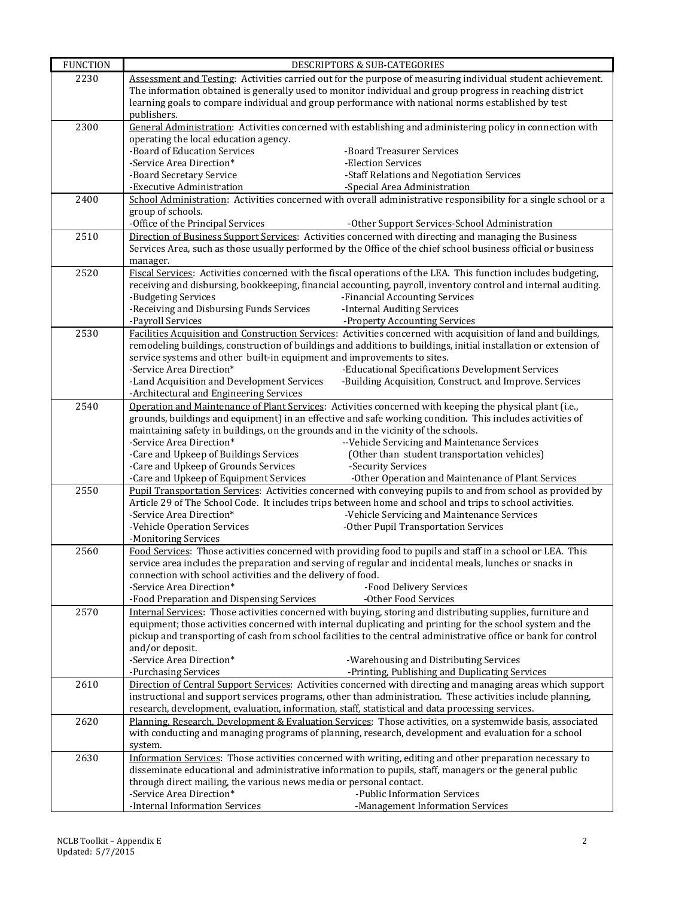| FUNCTION | DESCRIPTORS & SUB-CATEGORIES |
|---|---|
| 2230 | Assessment and Testing: Activities carried out for the purpose of measuring individual student achievement. The information obtained is generally used to monitor individual and group progress in reaching district learning goals to compare individual and group performance with national norms established by test publishers. |
| 2300 | General Administration: Activities concerned with establishing and administering policy in connection with operating the local education agency.<br>-Board of Education Services -Board Treasurer Services<br>-Service Area Direction* -Election Services<br>-Board Secretary Service -Staff Relations and Negotiation Services<br>-Executive Administration -Special Area Administration |
| 2400 | School Administration: Activities concerned with overall administrative responsibility for a single school or a group of schools.<br>-Office of the Principal Services -Other Support Services-School Administration |
| 2510 | Direction of Business Support Services: Activities concerned with directing and managing the Business Services Area, such as those usually performed by the Office of the chief school business official or business manager. |
| 2520 | Fiscal Services: Activities concerned with the fiscal operations of the LEA. This function includes budgeting, receiving and disbursing, bookkeeping, financial accounting, payroll, inventory control and internal auditing.<br>-Budgeting Services -Financial Accounting Services<br>-Receiving and Disbursing Funds Services -Internal Auditing Services<br>-Payroll Services -Property Accounting Services |
| 2530 | Facilities Acquisition and Construction Services: Activities concerned with acquisition of land and buildings, remodeling buildings, construction of buildings and additions to buildings, initial installation or extension of service systems and other built-in equipment and improvements to sites.<br>-Service Area Direction* -Educational Specifications Development Services<br>-Land Acquisition and Development Services -Building Acquisition, Construct. and Improve. Services<br>-Architectural and Engineering Services |
| 2540 | Operation and Maintenance of Plant Services: Activities concerned with keeping the physical plant (i.e., grounds, buildings and equipment) in an effective and safe working condition. This includes activities of maintaining safety in buildings, on the grounds and in the vicinity of the schools.<br>-Service Area Direction* --Vehicle Servicing and Maintenance Services<br>-Care and Upkeep of Buildings Services (Other than student transportation vehicles)<br>-Care and Upkeep of Grounds Services -Security Services<br>-Care and Upkeep of Equipment Services -Other Operation and Maintenance of Plant Services |
| 2550 | Pupil Transportation Services: Activities concerned with conveying pupils to and from school as provided by Article 29 of The School Code. It includes trips between home and school and trips to school activities.<br>-Service Area Direction* -Vehicle Servicing and Maintenance Services<br>-Vehicle Operation Services -Other Pupil Transportation Services<br>-Monitoring Services |
| 2560 | Food Services: Those activities concerned with providing food to pupils and staff in a school or LEA. This service area includes the preparation and serving of regular and incidental meals, lunches or snacks in connection with school activities and the delivery of food.<br>-Service Area Direction* -Food Delivery Services<br>-Food Preparation and Dispensing Services -Other Food Services |
| 2570 | Internal Services: Those activities concerned with buying, storing and distributing supplies, furniture and equipment; those activities concerned with internal duplicating and printing for the school system and the pickup and transporting of cash from school facilities to the central administrative office or bank for control and/or deposit.<br>-Service Area Direction* -Warehousing and Distributing Services<br>-Purchasing Services -Printing, Publishing and Duplicating Services |
| 2610 | Direction of Central Support Services: Activities concerned with directing and managing areas which support instructional and support services programs, other than administration. These activities include planning, research, development, evaluation, information, staff, statistical and data processing services. |
| 2620 | Planning, Research, Development & Evaluation Services: Those activities, on a systemwide basis, associated with conducting and managing programs of planning, research, development and evaluation for a school system. |
| 2630 | Information Services: Those activities concerned with writing, editing and other preparation necessary to disseminate educational and administrative information to pupils, staff, managers or the general public through direct mailing, the various news media or personal contact.<br>-Service Area Direction* -Public Information Services<br>-Internal Information Services -Management Information Services |

NCLB Toolkit – Appendix E
Updated: 5/7/2015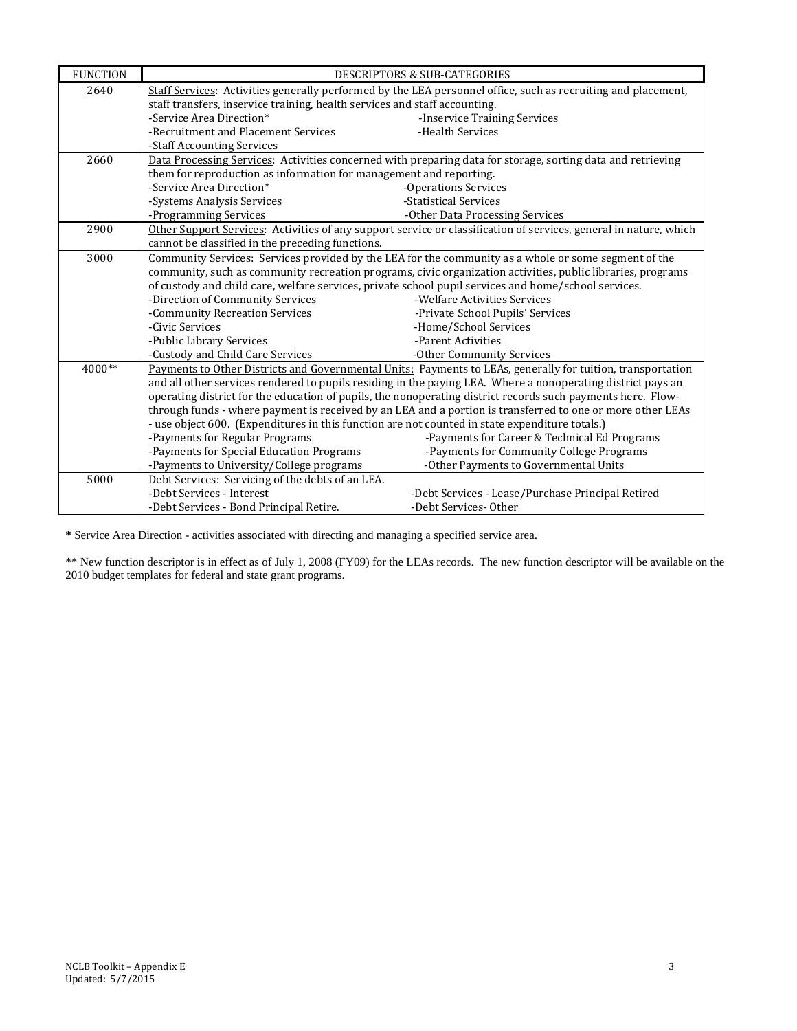| FUNCTION | DESCRIPTORS & SUB-CATEGORIES |
|---|---|
| 2640 | Staff Services: Activities generally performed by the LEA personnel office, such as recruiting and placement, staff transfers, inservice training, health services and staff accounting.<br>-Service Area Direction* -Inservice Training Services<br>-Recruitment and Placement Services -Health Services<br>-Staff Accounting Services |
| 2660 | Data Processing Services: Activities concerned with preparing data for storage, sorting data and retrieving them for reproduction as information for management and reporting.<br>-Service Area Direction* -Operations Services<br>-Systems Analysis Services -Statistical Services<br>-Programming Services -Other Data Processing Services |
| 2900 | Other Support Services: Activities of any support service or classification of services, general in nature, which cannot be classified in the preceding functions. |
| 3000 | Community Services: Services provided by the LEA for the community as a whole or some segment of the community, such as community recreation programs, civic organization activities, public libraries, programs of custody and child care, welfare services, private school pupil services and home/school services.<br>-Direction of Community Services -Welfare Activities Services<br>-Community Recreation Services -Private School Pupils' Services<br>-Civic Services -Home/School Services<br>-Public Library Services -Parent Activities<br>-Custody and Child Care Services -Other Community Services |
| 4000** | Payments to Other Districts and Governmental Units: Payments to LEAs, generally for tuition, transportation and all other services rendered to pupils residing in the paying LEA. Where a nonoperating district pays an operating district for the education of pupils, the nonoperating district records such payments here. Flow-through funds - where payment is received by an LEA and a portion is transferred to one or more other LEAs - use object 600. (Expenditures in this function are not counted in state expenditure totals.)<br>-Payments for Regular Programs -Payments for Career & Technical Ed Programs<br>-Payments for Special Education Programs -Payments for Community College Programs<br>-Payments to University/College programs -Other Payments to Governmental Units |
| 5000 | Debt Services: Servicing of the debts of an LEA.<br>-Debt Services - Interest -Debt Services - Lease/Purchase Principal Retired<br>-Debt Services - Bond Principal Retire. -Debt Services- Other |

**\*** Service Area Direction - activities associated with directing and managing a specified service area.

** New function descriptor is in effect as of July 1, 2008 (FY09) for the LEAs records. The new function descriptor will be available on the 2010 budget templates for federal and state grant programs.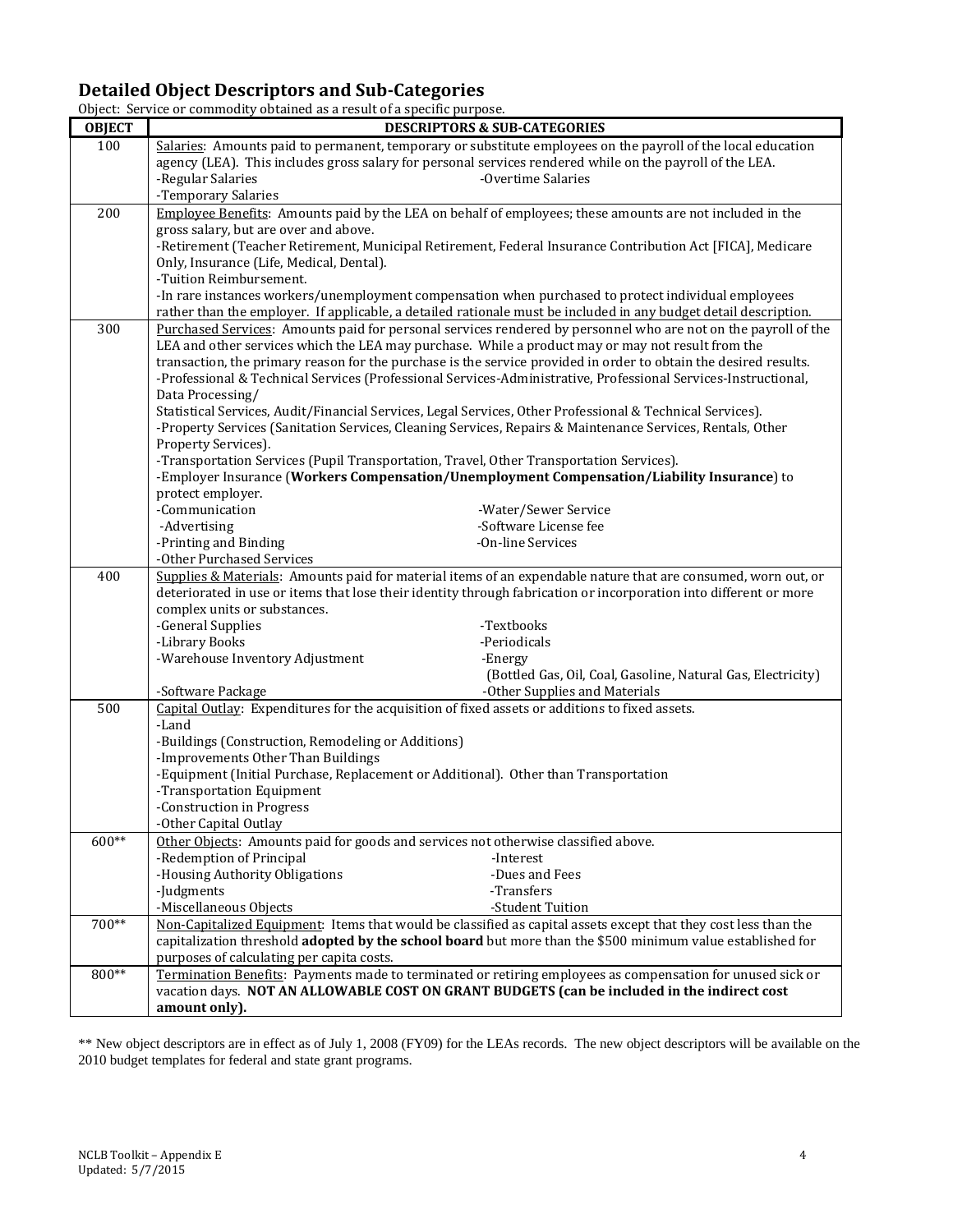## Detailed Object Descriptors and Sub-Categories

Object: Service or commodity obtained as a result of a specific purpose.

| OBJECT | DESCRIPTORS & SUB-CATEGORIES |
|---|---|
| 100 | Salaries: Amounts paid to permanent, temporary or substitute employees on the payroll of the local education agency (LEA). This includes gross salary for personal services rendered while on the payroll of the LEA.<br>-Regular Salaries -Overtime Salaries<br>-Temporary Salaries |
| 200 | Employee Benefits: Amounts paid by the LEA on behalf of employees; these amounts are not included in the gross salary, but are over and above.<br>-Retirement (Teacher Retirement, Municipal Retirement, Federal Insurance Contribution Act [FICA], Medicare Only, Insurance (Life, Medical, Dental).<br>-Tuition Reimbursement.<br>-In rare instances workers/unemployment compensation when purchased to protect individual employees rather than the employer. If applicable, a detailed rationale must be included in any budget detail description. |
| 300 | Purchased Services: Amounts paid for personal services rendered by personnel who are not on the payroll of the LEA and other services which the LEA may purchase. While a product may or may not result from the transaction, the primary reason for the purchase is the service provided in order to obtain the desired results.<br>-Professional & Technical Services (Professional Services-Administrative, Professional Services-Instructional, Data Processing/<br>Statistical Services, Audit/Financial Services, Legal Services, Other Professional & Technical Services).<br>-Property Services (Sanitation Services, Cleaning Services, Repairs & Maintenance Services, Rentals, Other Property Services).<br>-Transportation Services (Pupil Transportation, Travel, Other Transportation Services).<br>-Employer Insurance (**Workers Compensation/Unemployment Compensation/Liability Insurance**) to protect employer.<br>-Communication -Water/Sewer Service<br>-Advertising -Software License fee<br>-Printing and Binding -On-line Services<br>-Other Purchased Services |
| 400 | Supplies & Materials: Amounts paid for material items of an expendable nature that are consumed, worn out, or deteriorated in use or items that lose their identity through fabrication or incorporation into different or more complex units or substances.<br>-General Supplies -Textbooks<br>-Library Books -Periodicals<br>-Warehouse Inventory Adjustment -Energy (Bottled Gas, Oil, Coal, Gasoline, Natural Gas, Electricity)<br>-Software Package -Other Supplies and Materials |
| 500 | Capital Outlay: Expenditures for the acquisition of fixed assets or additions to fixed assets.<br>-Land<br>-Buildings (Construction, Remodeling or Additions)<br>-Improvements Other Than Buildings<br>-Equipment (Initial Purchase, Replacement or Additional). Other than Transportation<br>-Transportation Equipment<br>-Construction in Progress<br>-Other Capital Outlay |
| 600** | Other Objects: Amounts paid for goods and services not otherwise classified above.<br>-Redemption of Principal -Interest<br>-Housing Authority Obligations -Dues and Fees<br>-Judgments -Transfers<br>-Miscellaneous Objects -Student Tuition |
| 700** | Non-Capitalized Equipment: Items that would be classified as capital assets except that they cost less than the capitalization threshold **adopted by the school board** but more than the $500 minimum value established for purposes of calculating per capita costs. |
| 800** | Termination Benefits: Payments made to terminated or retiring employees as compensation for unused sick or vacation days. **NOT AN ALLOWABLE COST ON GRANT BUDGETS (can be included in the indirect cost amount only).** |

** New object descriptors are in effect as of July 1, 2008 (FY09) for the LEAs records. The new object descriptors will be available on the 2010 budget templates for federal and state grant programs.